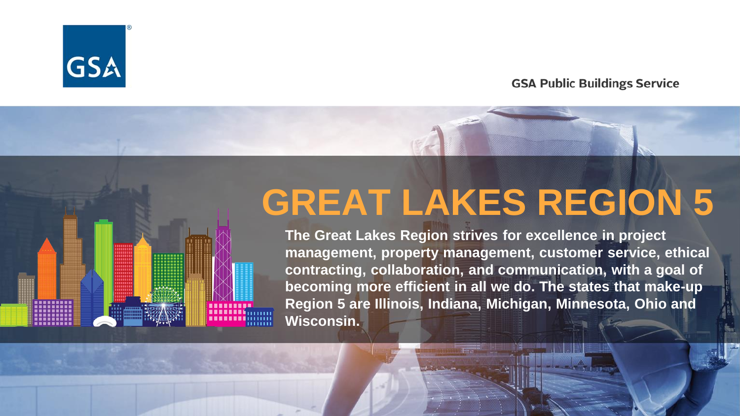GSA

GSA Public Buildings Service

# GREAT LAKES REGION 5

**The Great Lakes Region strives for excellence in project management, property management, customer service, ethical contracting, collaboration, and communication, with a goal of becoming more efficient in all we do. The states that make-up Region 5 are Illinois, Indiana, Michigan, Minnesota, Ohio and Wisconsin.**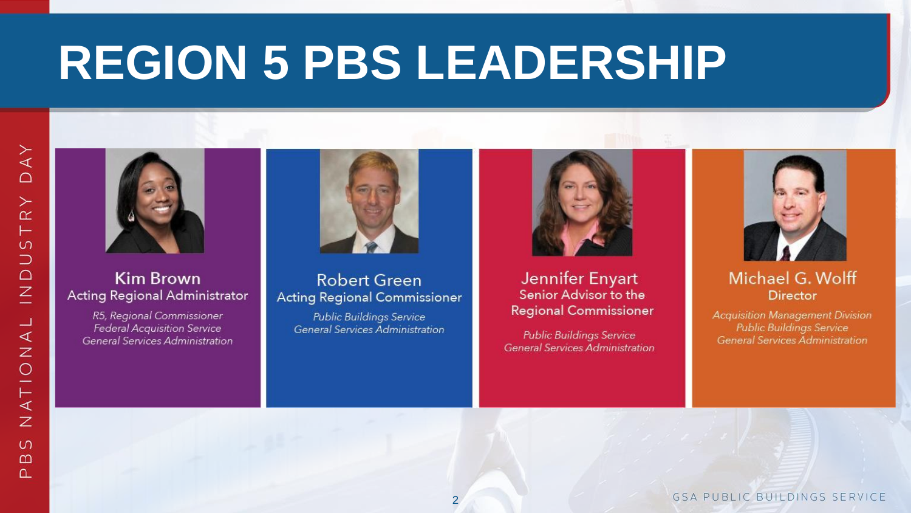# REGION 5 PBS LEADERSHIP

**Kim Brown**
Acting Regional Administrator

*R5, Regional Commissioner*
*Federal Acquisition Service*
*General Services Administration*

**Robert Green**
Acting Regional Commissioner

*Public Buildings Service*
*General Services Administration*

**Jennifer Enyart**
Senior Advisor to the Regional Commissioner

*Public Buildings Service*
*General Services Administration*

**Michael G. Wolff**
Director

*Acquisition Management Division*
*Public Buildings Service*
*General Services Administration*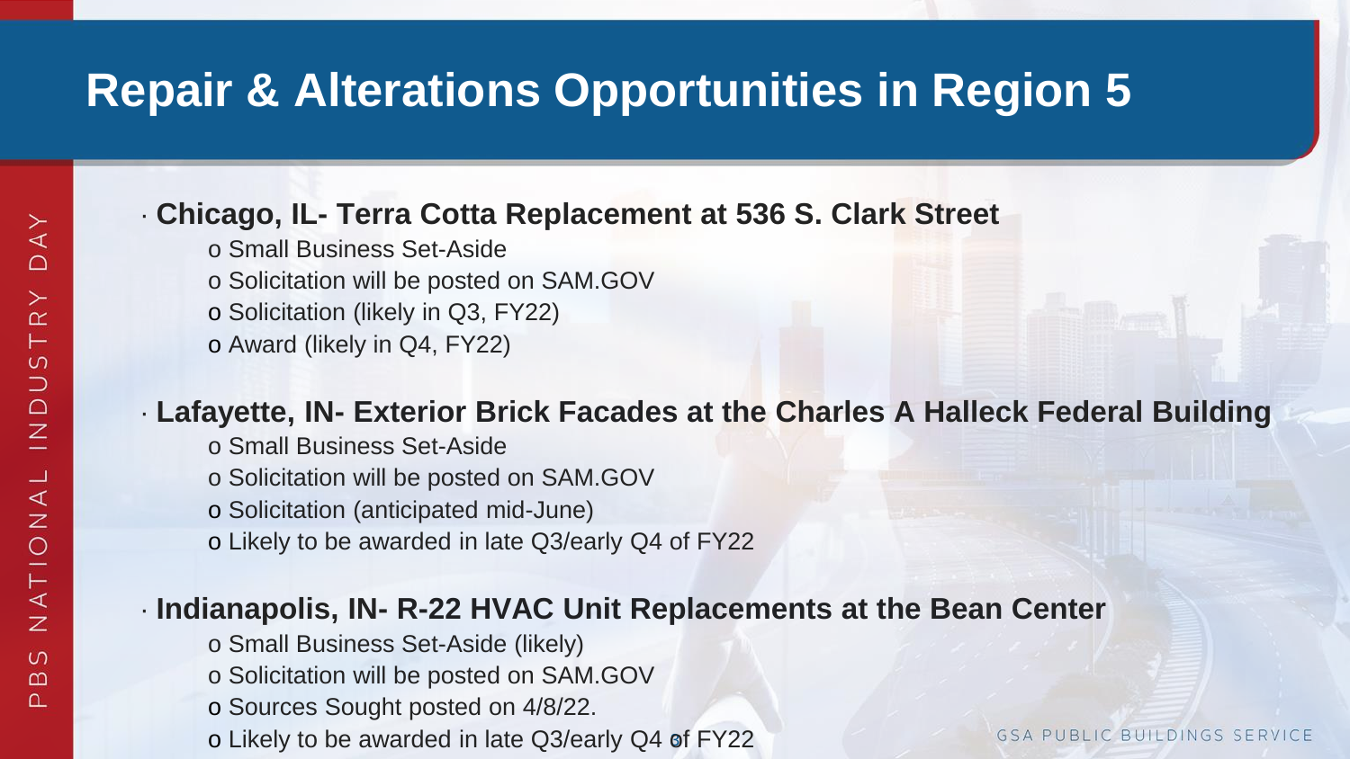# Repair & Alterations Opportunities in Region 5

- **Chicago, IL- Terra Cotta Replacement at 536 S. Clark Street**
  - Small Business Set-Aside
  - Solicitation will be posted on SAM.GOV
  - Solicitation (likely in Q3, FY22)
  - Award (likely in Q4, FY22)

- **Lafayette, IN- Exterior Brick Facades at the Charles A Halleck Federal Building**
  - Small Business Set-Aside
  - Solicitation will be posted on SAM.GOV
  - Solicitation (anticipated mid-June)
  - Likely to be awarded in late Q3/early Q4 of FY22

- **Indianapolis, IN- R-22 HVAC Unit Replacements at the Bean Center**
  - Small Business Set-Aside (likely)
  - Solicitation will be posted on SAM.GOV
  - Sources Sought posted on 4/8/22.
  - Likely to be awarded in late Q3/early Q4 of FY22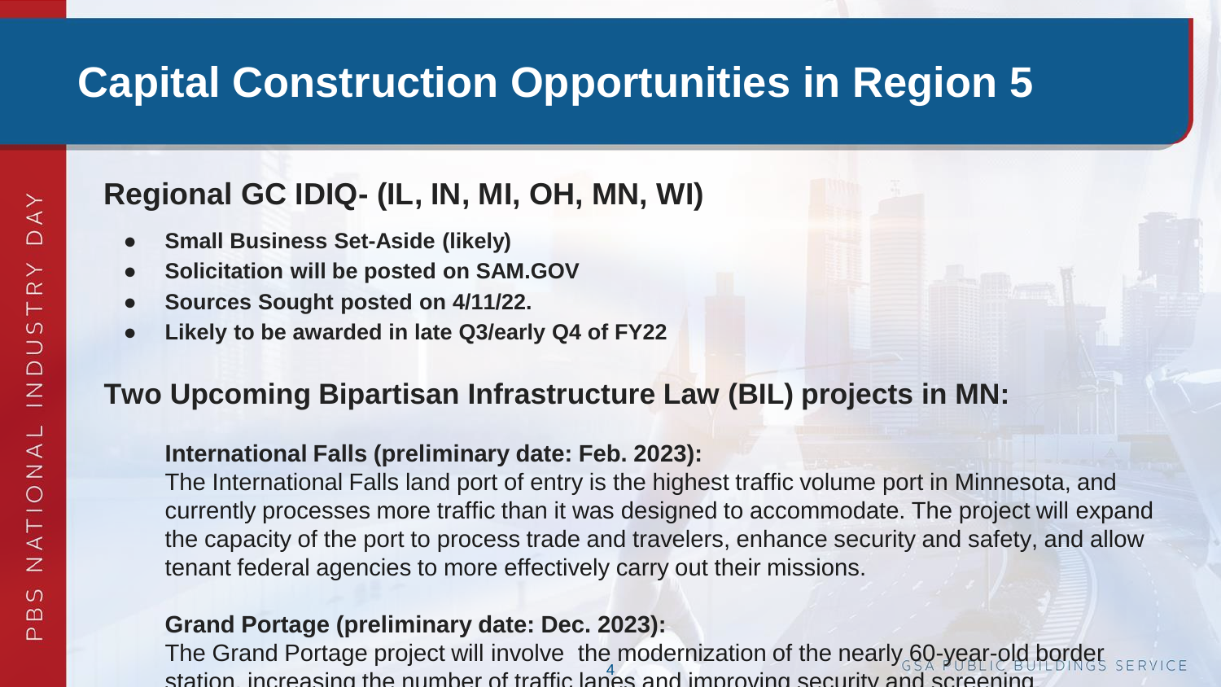# Capital Construction Opportunities in Region 5

## Regional GC IDIQ- (IL, IN, MI, OH, MN, WI)

- **Small Business Set-Aside (likely)**
- **Solicitation will be posted on SAM.GOV**
- **Sources Sought posted on 4/11/22.**
- **Likely to be awarded in late Q3/early Q4 of FY22**

## Two Upcoming Bipartisan Infrastructure Law (BIL) projects in MN:

**International Falls (preliminary date: Feb. 2023):**
The International Falls land port of entry is the highest traffic volume port in Minnesota, and currently processes more traffic than it was designed to accommodate. The project will expand the capacity of the port to process trade and travelers, enhance security and safety, and allow tenant federal agencies to more effectively carry out their missions.

**Grand Portage (preliminary date: Dec. 2023):**
The Grand Portage project will involve the modernization of the nearly 60-year-old border station, increasing the number of traffic lanes and improving security and screening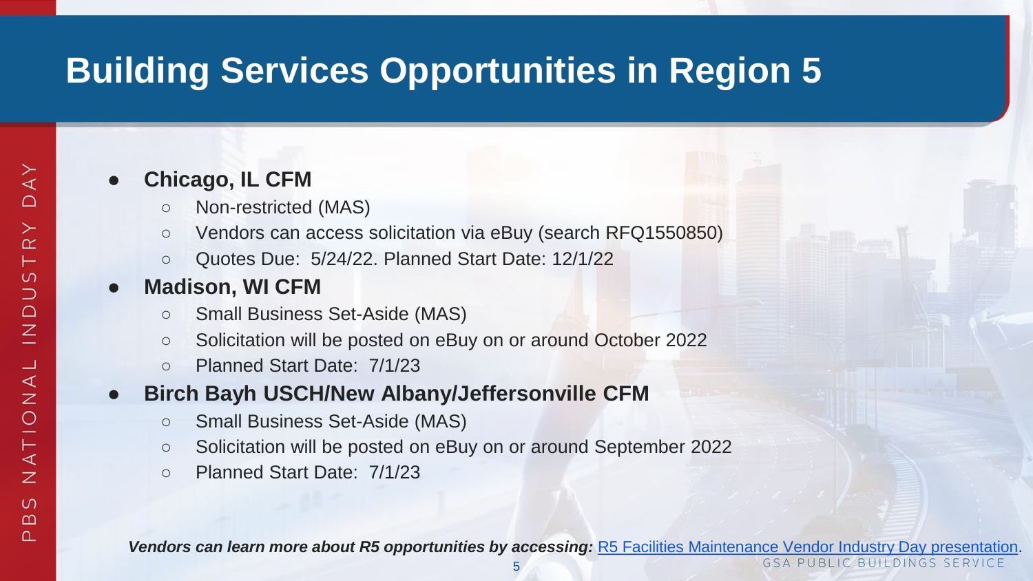# Building Services Opportunities in Region 5

- **Chicago, IL CFM**
  - Non-restricted (MAS)
  - Vendors can access solicitation via eBuy (search RFQ1550850)
  - Quotes Due: 5/24/22. Planned Start Date: 12/1/22
- **Madison, WI CFM**
  - Small Business Set-Aside (MAS)
  - Solicitation will be posted on eBuy on or around October 2022
  - Planned Start Date: 7/1/23
- **Birch Bayh USCH/New Albany/Jeffersonville CFM**
  - Small Business Set-Aside (MAS)
  - Solicitation will be posted on eBuy on or around September 2022
  - Planned Start Date: 7/1/23

***Vendors can learn more about R5 opportunities by accessing:*** R5 Facilities Maintenance Vendor Industry Day presentation.